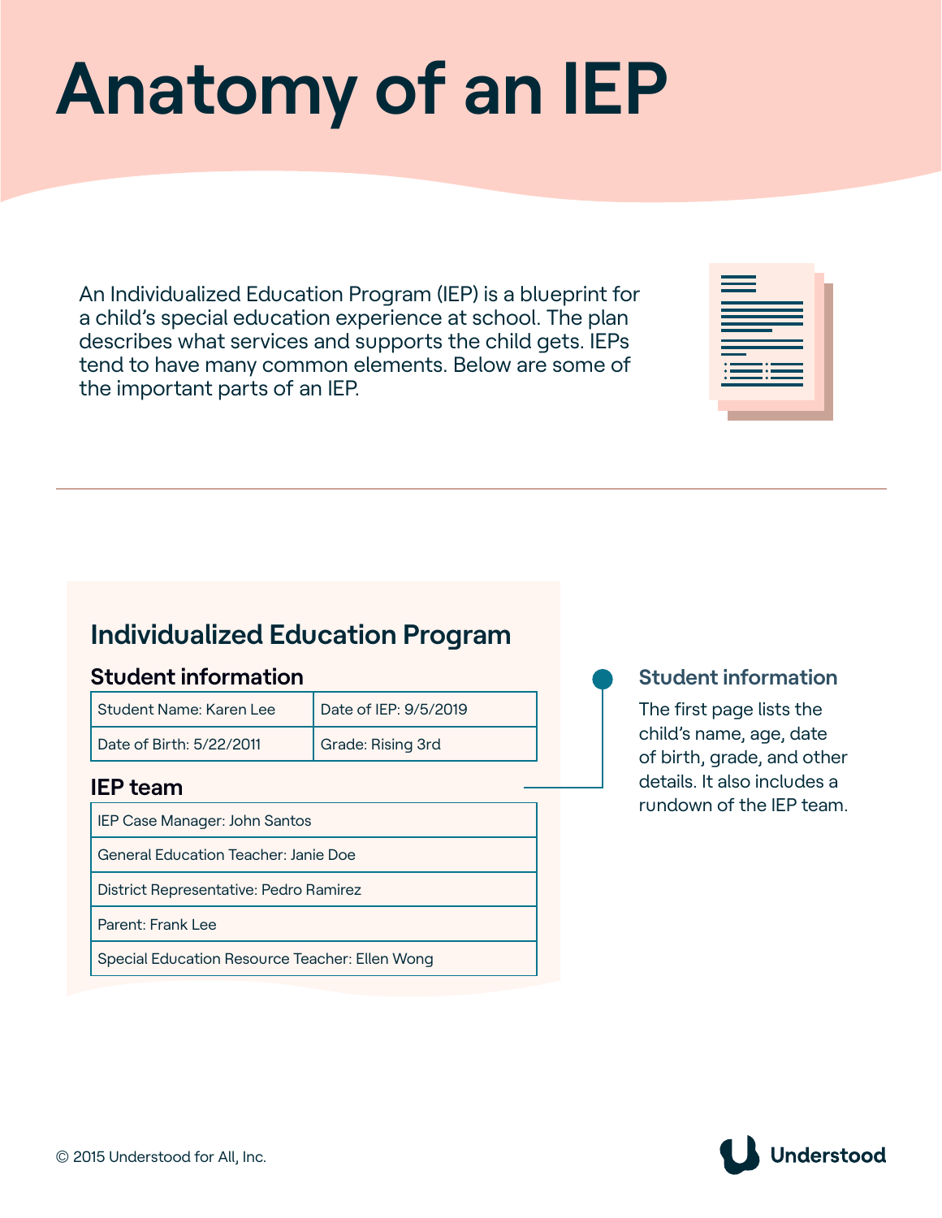# Anatomy of an IEP

An Individualized Education Program (IEP) is a blueprint for a child's special education experience at school. The plan describes what services and supports the child gets. IEPs tend to have many common elements. Below are some of the important parts of an IEP.

---

## Individualized Education Program

### Student information

| Student Name: Karen Lee | Date of IEP: 9/5/2019 |
|---|---|
| Date of Birth: 5/22/2011 | Grade: Rising 3rd |

### IEP team

| IEP Case Manager: John Santos |
|---|
| General Education Teacher: Janie Doe |
| District Representative: Pedro Ramirez |
| Parent: Frank Lee |
| Special Education Resource Teacher: Ellen Wong |

**Student information**

The first page lists the child's name, age, date of birth, grade, and other details. It also includes a rundown of the IEP team.

© 2015 Understood for All, Inc.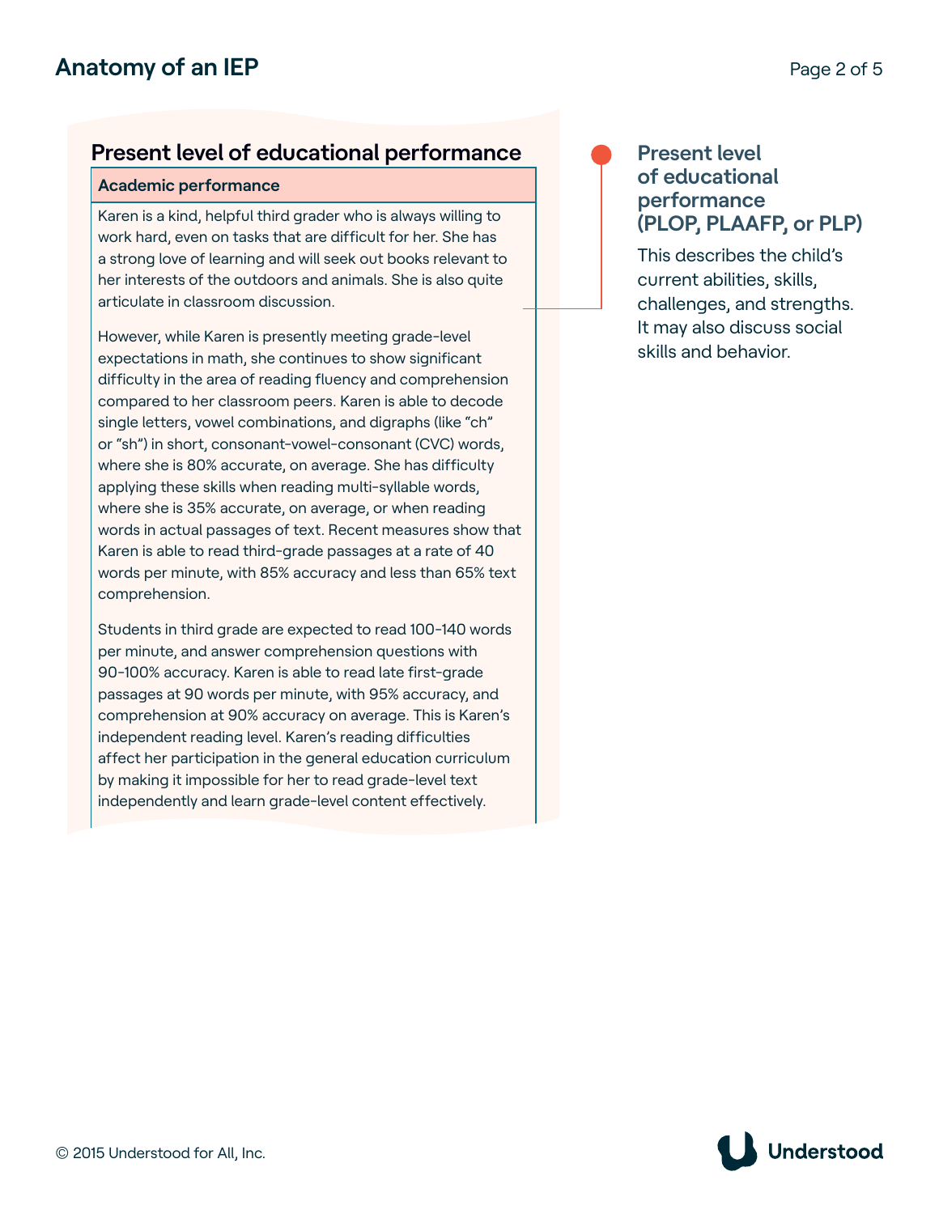## Present level of educational performance

### Academic performance

Karen is a kind, helpful third grader who is always willing to work hard, even on tasks that are difficult for her. She has a strong love of learning and will seek out books relevant to her interests of the outdoors and animals. She is also quite articulate in classroom discussion.

However, while Karen is presently meeting grade-level expectations in math, she continues to show significant difficulty in the area of reading fluency and comprehension compared to her classroom peers. Karen is able to decode single letters, vowel combinations, and digraphs (like "ch" or "sh") in short, consonant-vowel-consonant (CVC) words, where she is 80% accurate, on average. She has difficulty applying these skills when reading multi-syllable words, where she is 35% accurate, on average, or when reading words in actual passages of text. Recent measures show that Karen is able to read third-grade passages at a rate of 40 words per minute, with 85% accuracy and less than 65% text comprehension.

Students in third grade are expected to read 100-140 words per minute, and answer comprehension questions with 90-100% accuracy. Karen is able to read late first-grade passages at 90 words per minute, with 95% accuracy, and comprehension at 90% accuracy on average. This is Karen's independent reading level. Karen's reading difficulties affect her participation in the general education curriculum by making it impossible for her to read grade-level text independently and learn grade-level content effectively.

### Present level of educational performance (PLOP, PLAAFP, or PLP)

This describes the child's current abilities, skills, challenges, and strengths. It may also discuss social skills and behavior.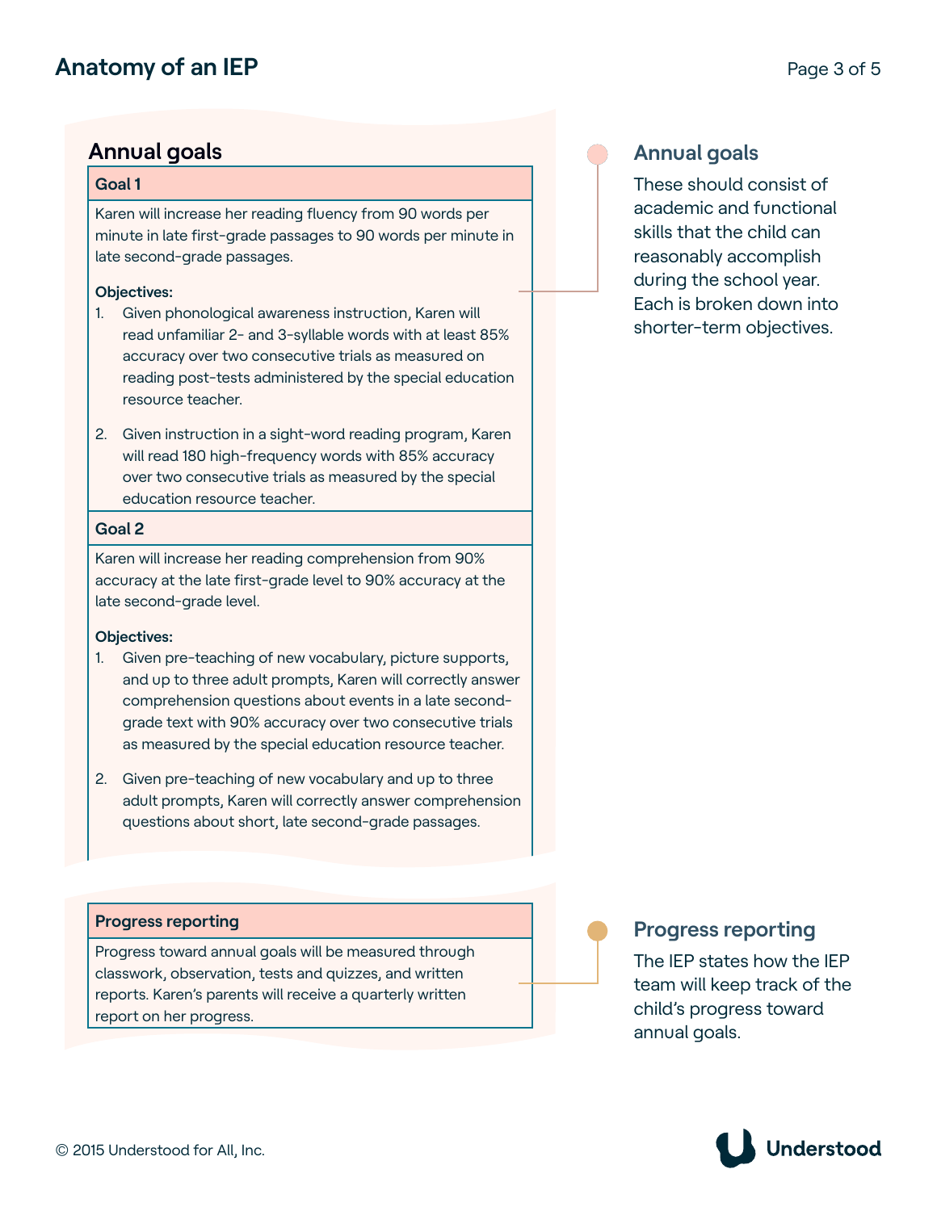## Annual goals

### Goal 1

Karen will increase her reading fluency from 90 words per minute in late first-grade passages to 90 words per minute in late second-grade passages.

**Objectives:**

1. Given phonological awareness instruction, Karen will read unfamiliar 2- and 3-syllable words with at least 85% accuracy over two consecutive trials as measured on reading post-tests administered by the special education resource teacher.
2. Given instruction in a sight-word reading program, Karen will read 180 high-frequency words with 85% accuracy over two consecutive trials as measured by the special education resource teacher.

### Goal 2

Karen will increase her reading comprehension from 90% accuracy at the late first-grade level to 90% accuracy at the late second-grade level.

**Objectives:**

1. Given pre-teaching of new vocabulary, picture supports, and up to three adult prompts, Karen will correctly answer comprehension questions about events in a late second-grade text with 90% accuracy over two consecutive trials as measured by the special education resource teacher.
2. Given pre-teaching of new vocabulary and up to three adult prompts, Karen will correctly answer comprehension questions about short, late second-grade passages.

**Annual goals**

These should consist of academic and functional skills that the child can reasonably accomplish during the school year. Each is broken down into shorter-term objectives.

### Progress reporting

Progress toward annual goals will be measured through classwork, observation, tests and quizzes, and written reports. Karen's parents will receive a quarterly written report on her progress.

**Progress reporting**

The IEP states how the IEP team will keep track of the child's progress toward annual goals.

© 2015 Understood for All, Inc.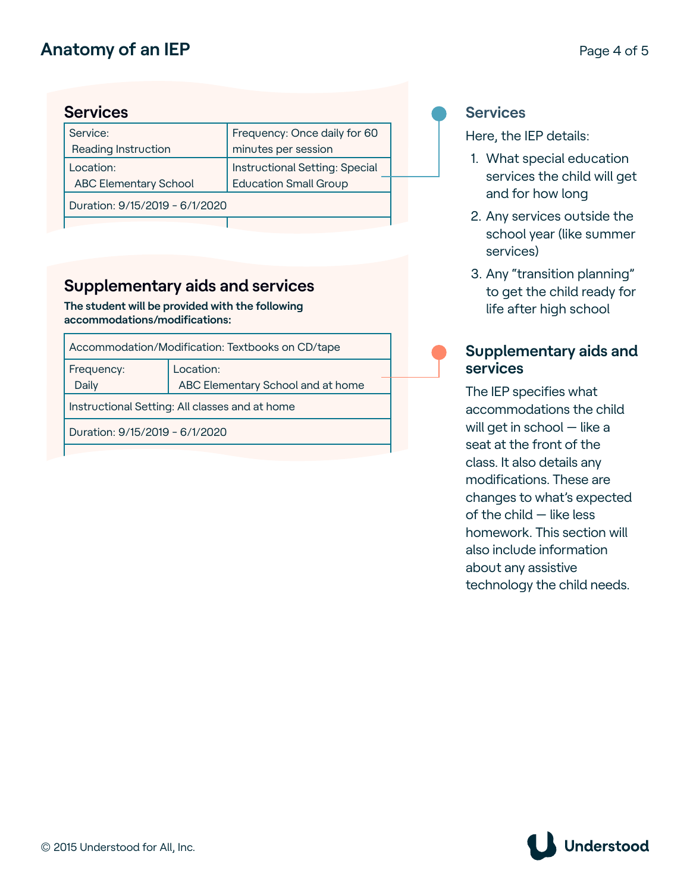# Anatomy of an IEP

## Services

| Service: Reading Instruction | Frequency: Once daily for 60 minutes per session |
|---|---|
| Location: ABC Elementary School | Instructional Setting: Special Education Small Group |
| Duration: 9/15/2019 - 6/1/2020 | |

## Supplementary aids and services

**The student will be provided with the following accommodations/modifications:**

| Accommodation/Modification: Textbooks on CD/tape | |
|---|---|
| Frequency: Daily | Location: ABC Elementary School and at home |
| Instructional Setting: All classes and at home | |
| Duration: 9/15/2019 - 6/1/2020 | |

### Services

Here, the IEP details:

1. What special education services the child will get and for how long
2. Any services outside the school year (like summer services)
3. Any "transition planning" to get the child ready for life after high school

### Supplementary aids and services

The IEP specifies what accommodations the child will get in school — like a seat at the front of the class. It also details any modifications. These are changes to what's expected of the child — like less homework. This section will also include information about any assistive technology the child needs.

© 2015 Understood for All, Inc.

Understood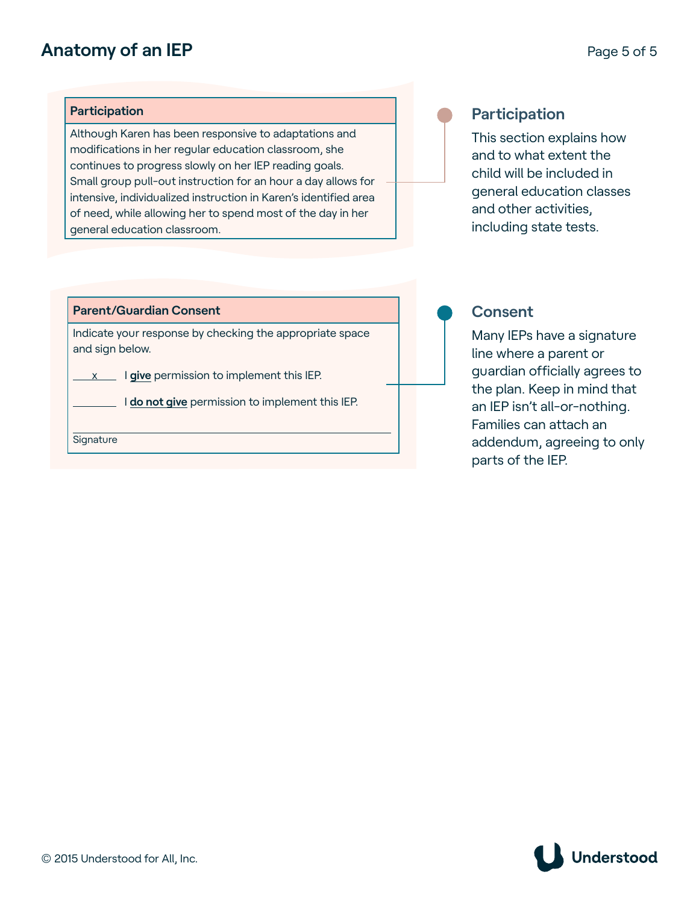## Participation

**Participation**

Although Karen has been responsive to adaptations and modifications in her regular education classroom, she continues to progress slowly on her IEP reading goals. Small group pull-out instruction for an hour a day allows for intensive, individualized instruction in Karen's identified area of need, while allowing her to spend most of the day in her general education classroom.

This section explains how and to what extent the child will be included in general education classes and other activities, including state tests.

## Consent

**Parent/Guardian Consent**

Indicate your response by checking the appropriate space and sign below.

\_\_x\_\_ I **give** permission to implement this IEP.

\_\_\_\_\_ I **do not give** permission to implement this IEP.

\_\_\_\_\_\_\_\_\_\_\_\_\_\_\_\_\_\_\_\_\_\_\_\_

Signature

Many IEPs have a signature line where a parent or guardian officially agrees to the plan. Keep in mind that an IEP isn't all-or-nothing. Families can attach an addendum, agreeing to only parts of the IEP.

© 2015 Understood for All, Inc.